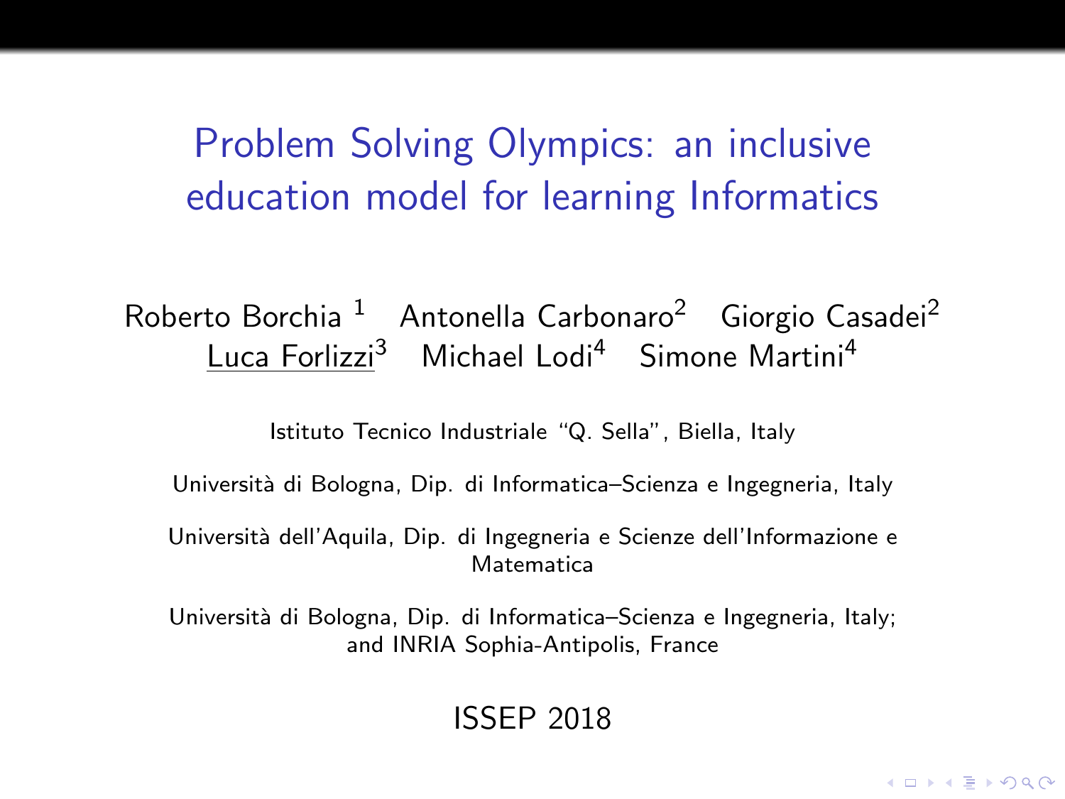# Problem Solving Olympics: an inclusive education model for learning Informatics

Roberto Borchia [1] Antonella Carbonaro[2] Giorgio Casadei[2]
Luca Forlizzi[3] Michael Lodi[4] Simone Martini[4]

Istituto Tecnico Industriale "Q. Sella", Biella, Italy

Università di Bologna, Dip. di Informatica–Scienza e Ingegneria, Italy

Università dell'Aquila, Dip. di Ingegneria e Scienze dell'Informazione e Matematica

Università di Bologna, Dip. di Informatica–Scienza e Ingegneria, Italy; and INRIA Sophia-Antipolis, France

ISSEP 2018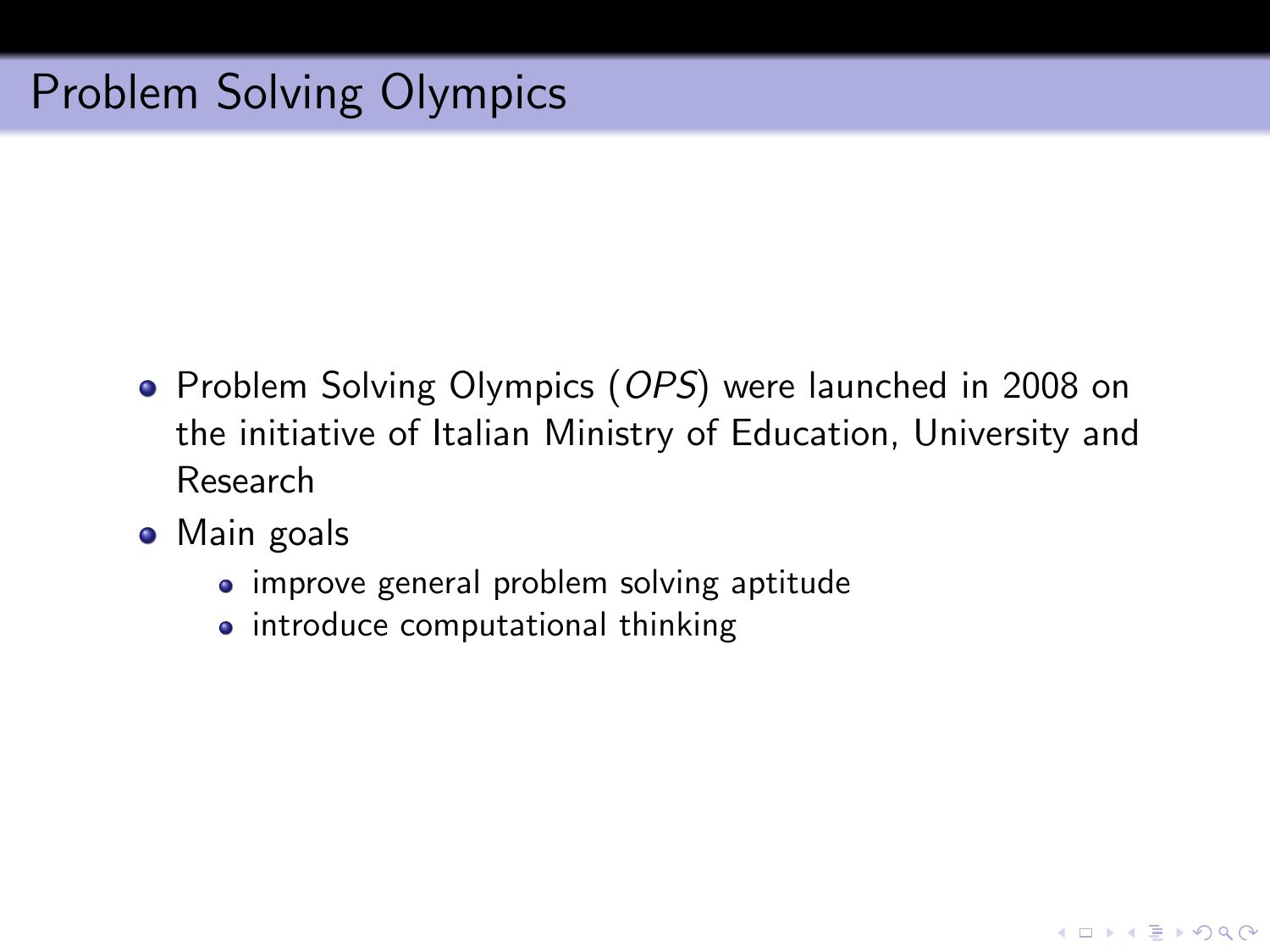# Problem Solving Olympics

- Problem Solving Olympics (*OPS*) were launched in 2008 on the initiative of Italian Ministry of Education, University and Research
- Main goals
  - improve general problem solving aptitude
  - introduce computational thinking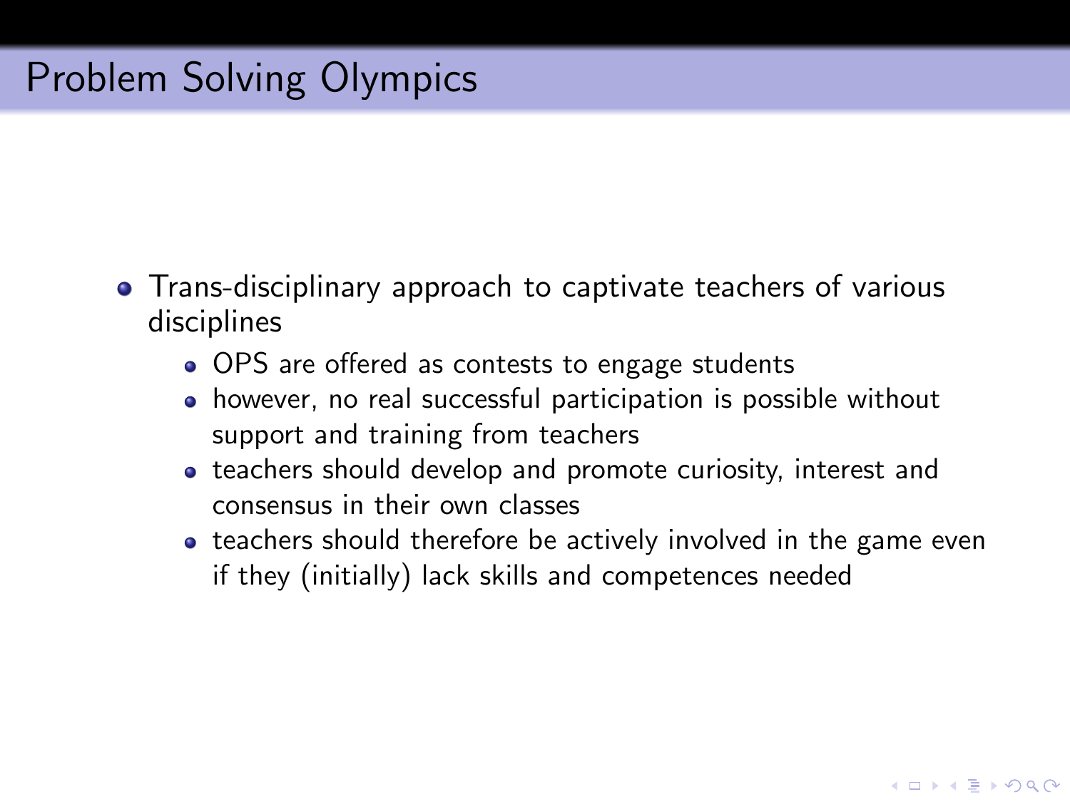# Problem Solving Olympics

- Trans-disciplinary approach to captivate teachers of various disciplines
  - OPS are offered as contests to engage students
  - however, no real successful participation is possible without support and training from teachers
  - teachers should develop and promote curiosity, interest and consensus in their own classes
  - teachers should therefore be actively involved in the game even if they (initially) lack skills and competences needed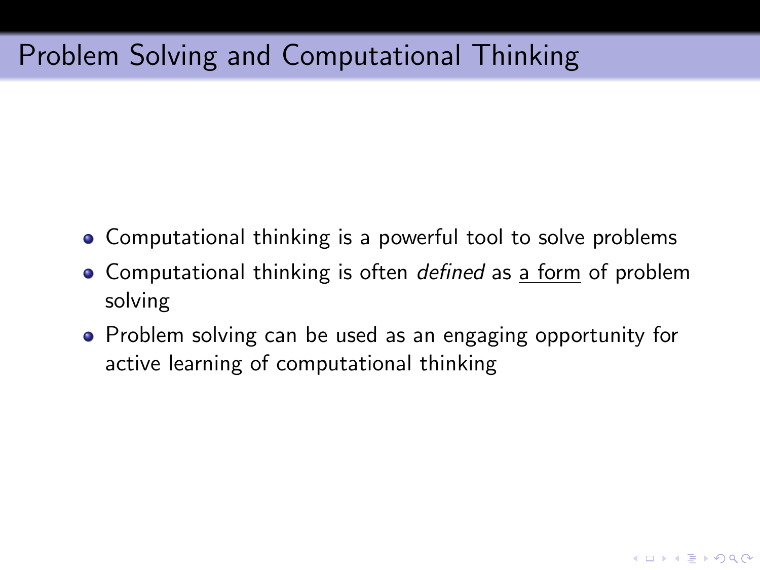# Problem Solving and Computational Thinking

- Computational thinking is a powerful tool to solve problems
- Computational thinking is often *defined* as <u>a form</u> of problem solving
- Problem solving can be used as an engaging opportunity for active learning of computational thinking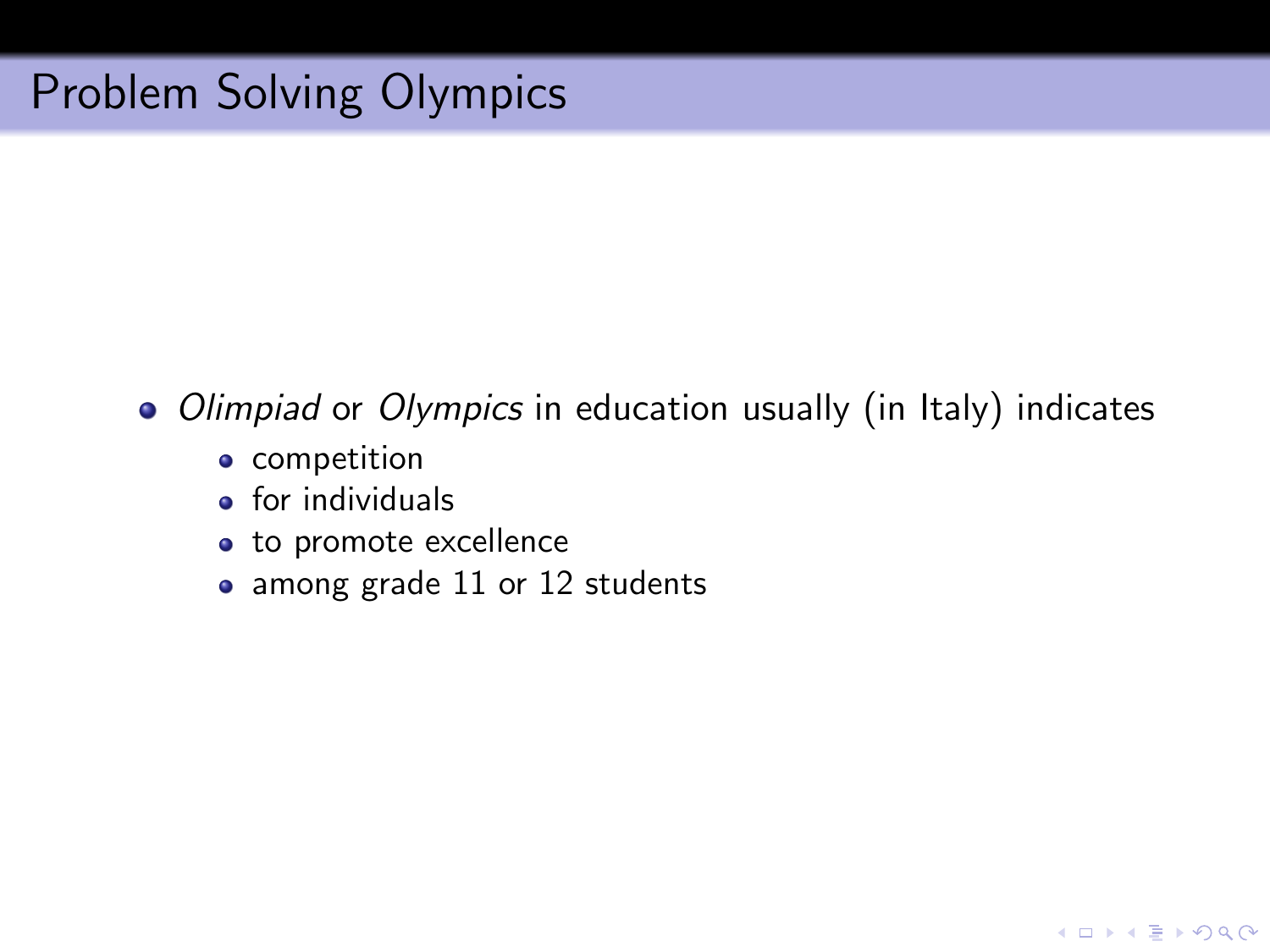# Problem Solving Olympics

- *Olimpiad* or *Olympics* in education usually (in Italy) indicates
  - competition
  - for individuals
  - to promote excellence
  - among grade 11 or 12 students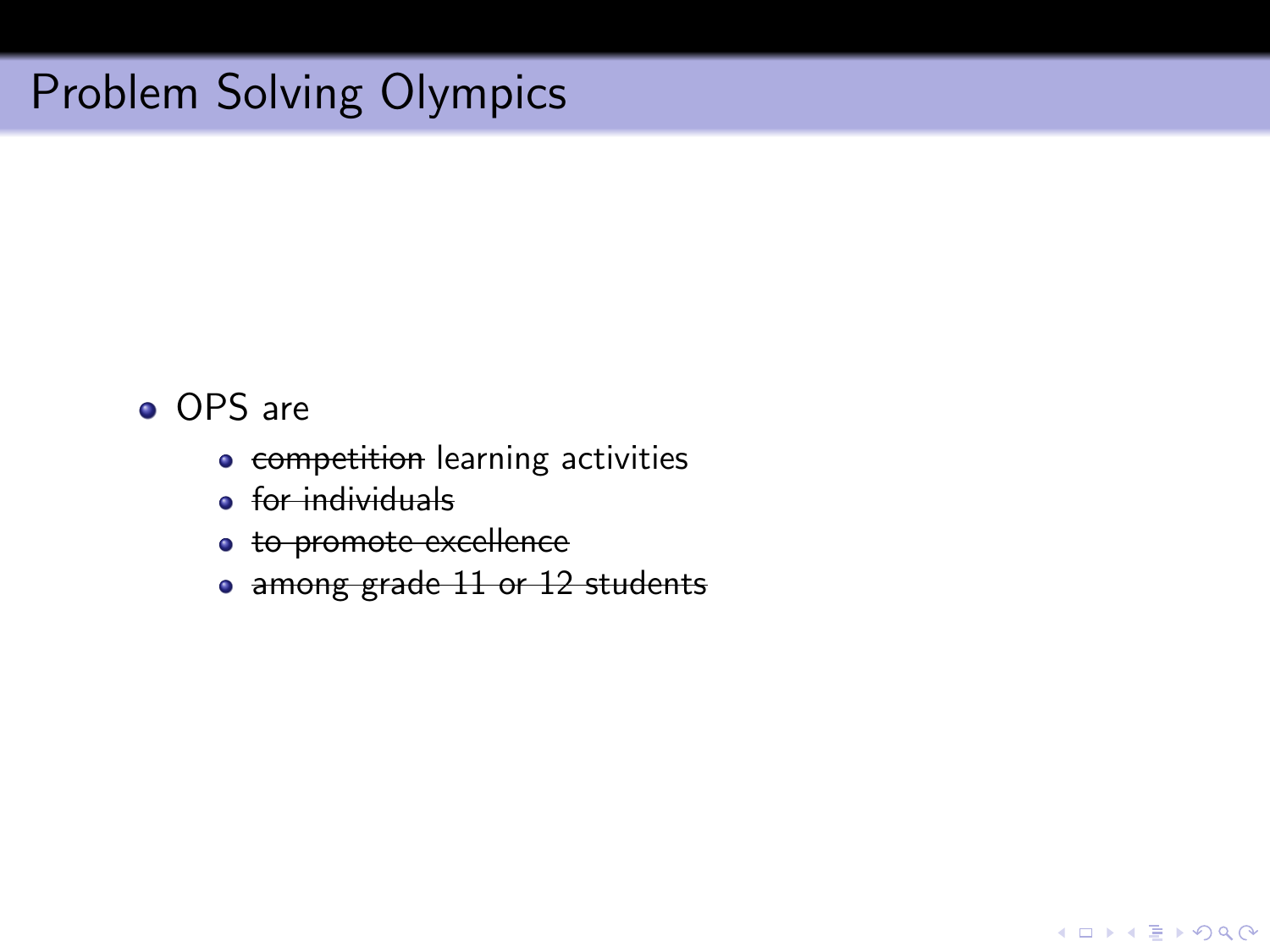# Problem Solving Olympics

- OPS are
  - ~~competition~~ learning activities
  - ~~for individuals~~
  - ~~to promote excellence~~
  - ~~among grade 11 or 12 students~~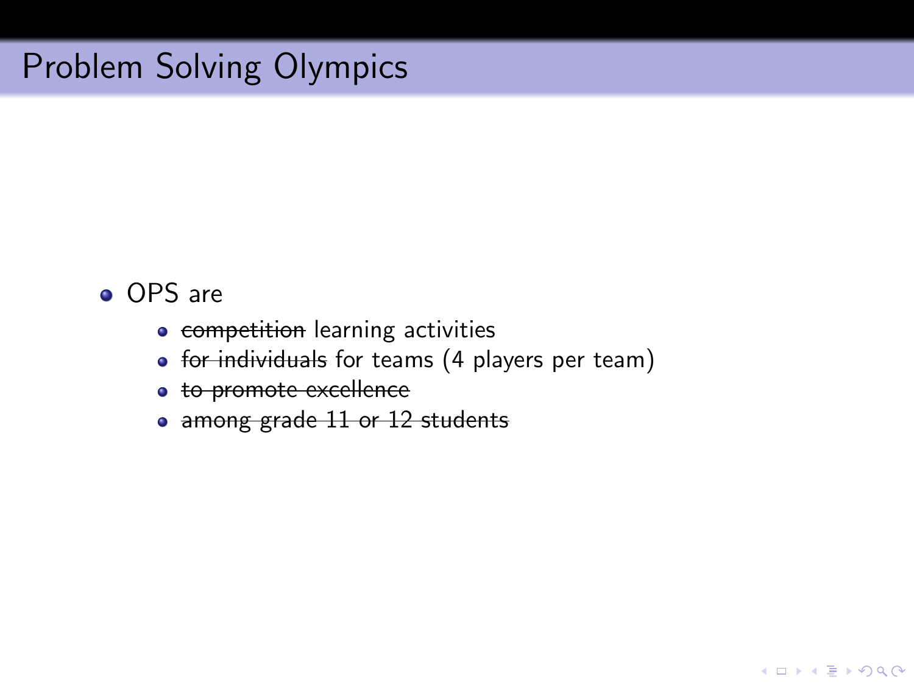# Problem Solving Olympics

- OPS are
  - ~~competition~~ learning activities
  - ~~for individuals~~ for teams (4 players per team)
  - ~~to promote excellence~~
  - ~~among grade 11 or 12 students~~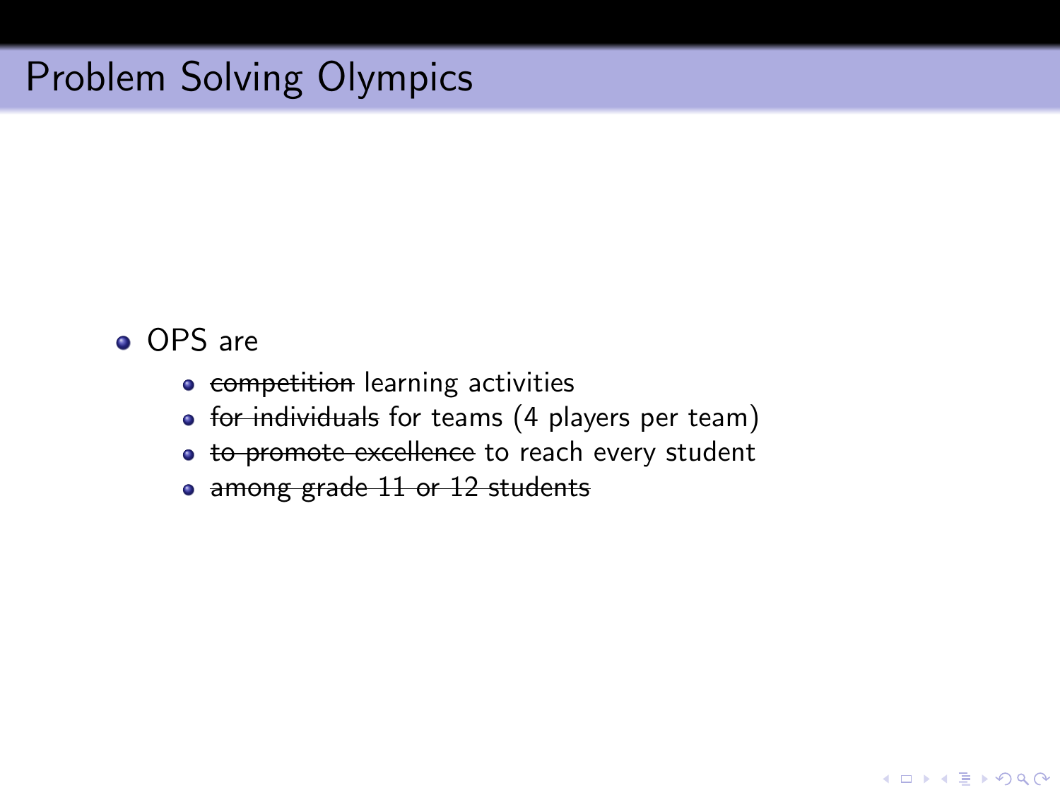# Problem Solving Olympics

- OPS are
  - ~~competition~~ learning activities
  - ~~for individuals~~ for teams (4 players per team)
  - ~~to promote excellence~~ to reach every student
  - ~~among grade 11 or 12 students~~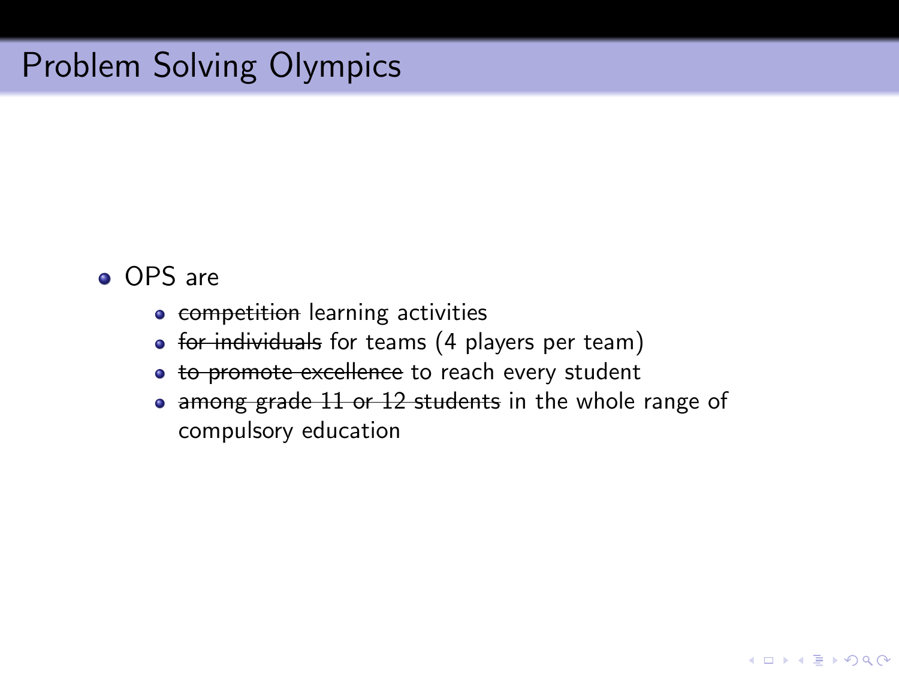# Problem Solving Olympics

- OPS are
  - ~~competition~~ learning activities
  - ~~for individuals~~ for teams (4 players per team)
  - ~~to promote excellence~~ to reach every student
  - ~~among grade 11 or 12 students~~ in the whole range of compulsory education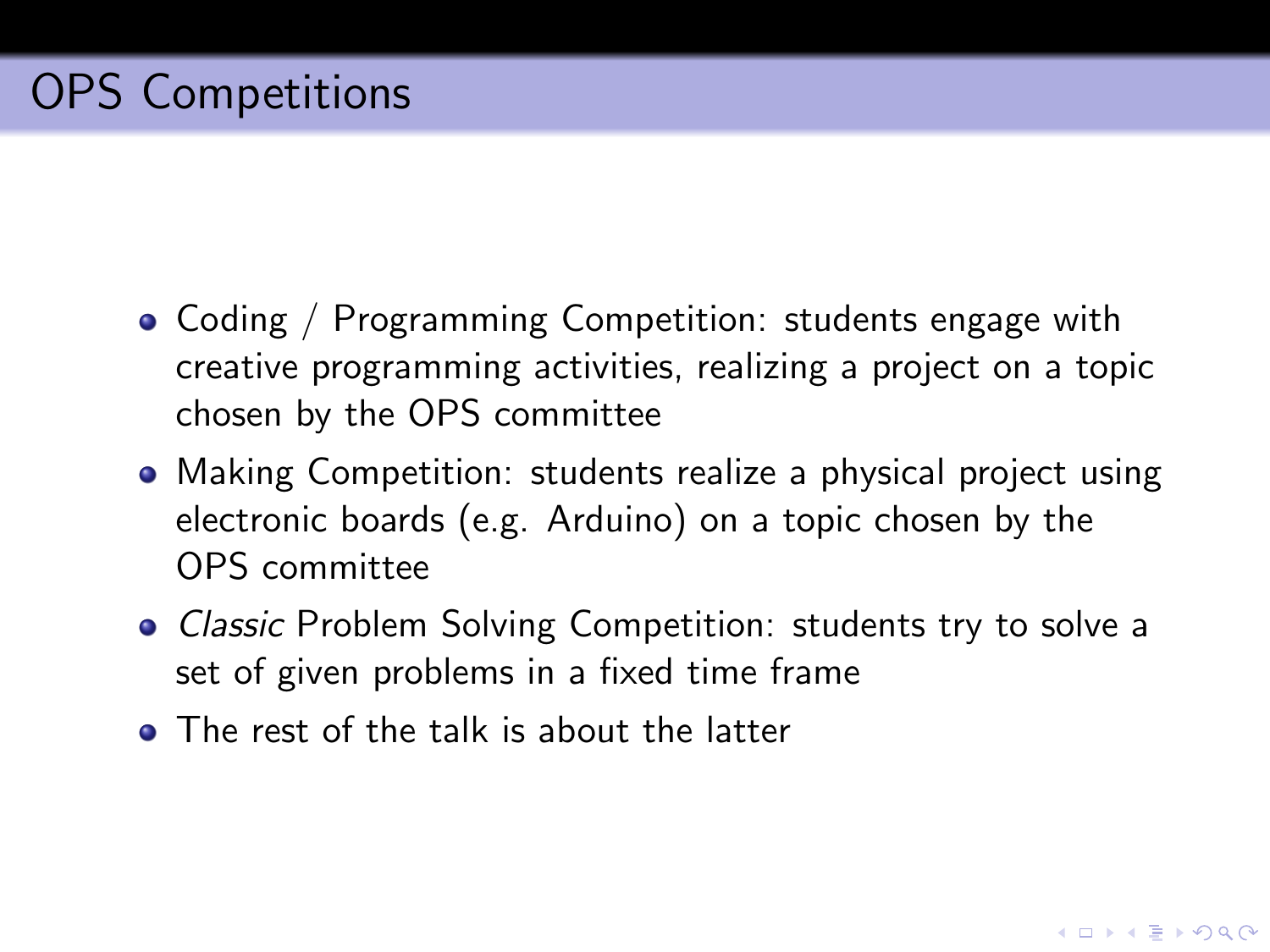# OPS Competitions

- Coding / Programming Competition: students engage with creative programming activities, realizing a project on a topic chosen by the OPS committee
- Making Competition: students realize a physical project using electronic boards (e.g. Arduino) on a topic chosen by the OPS committee
- *Classic* Problem Solving Competition: students try to solve a set of given problems in a fixed time frame
- The rest of the talk is about the latter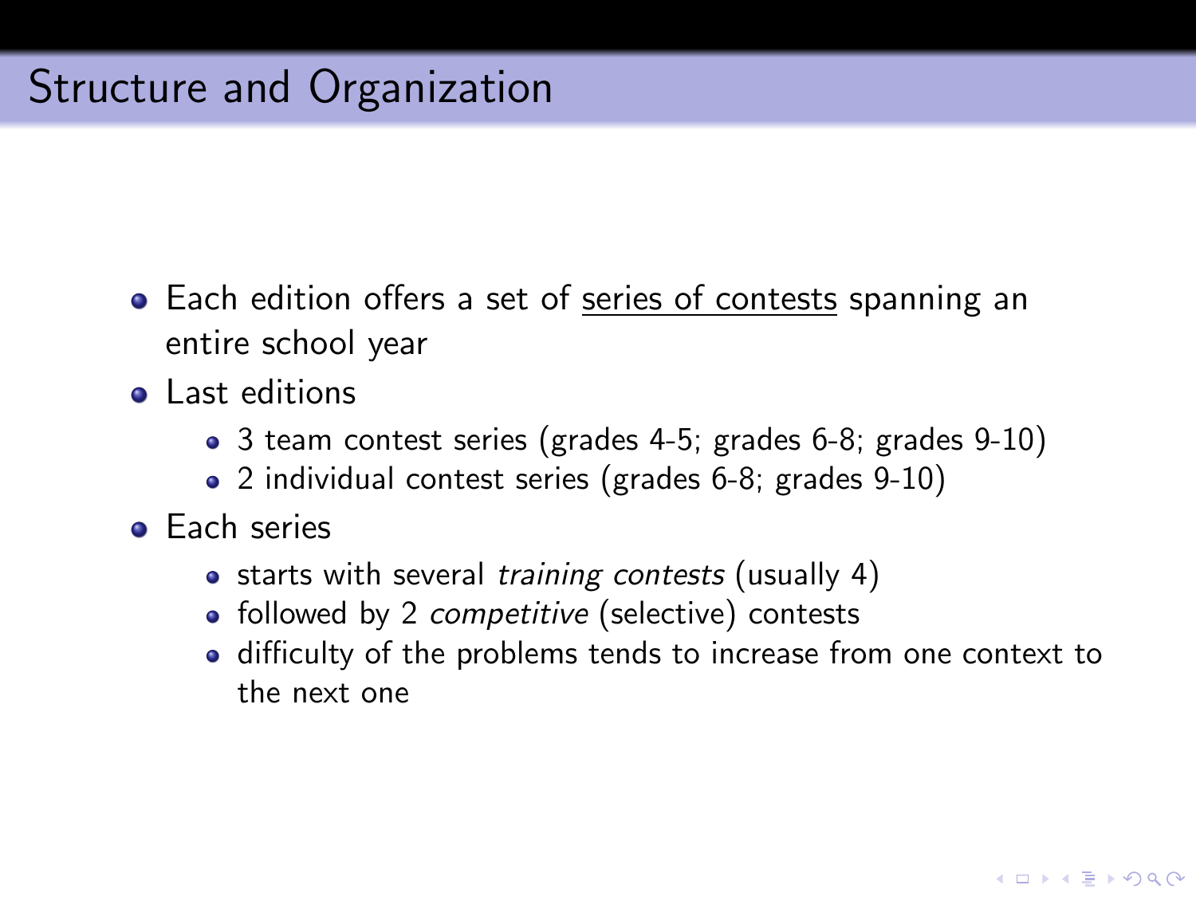# Structure and Organization

- Each edition offers a set of series of contests spanning an entire school year
- Last editions
  - 3 team contest series (grades 4-5; grades 6-8; grades 9-10)
  - 2 individual contest series (grades 6-8; grades 9-10)
- Each series
  - starts with several *training contests* (usually 4)
  - followed by 2 *competitive* (selective) contests
  - difficulty of the problems tends to increase from one context to the next one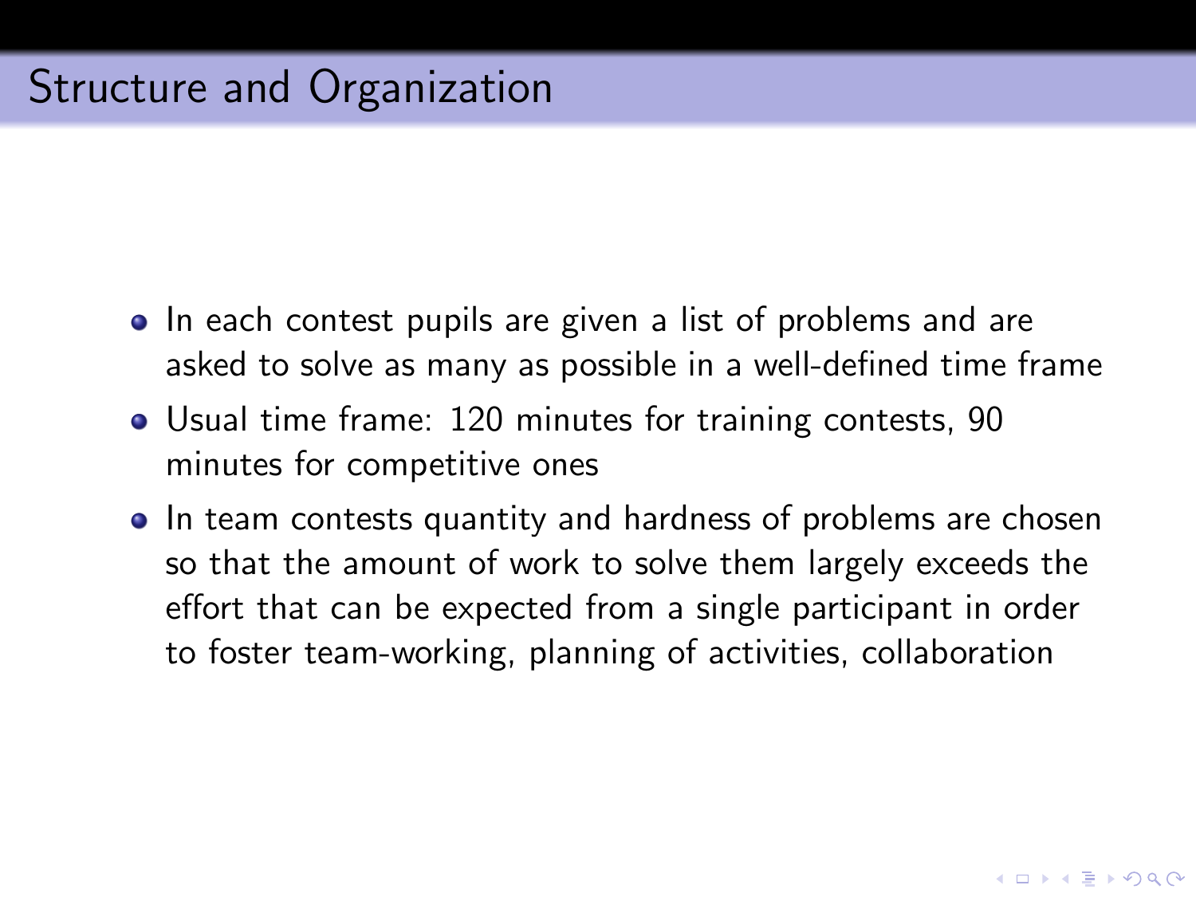# Structure and Organization

- In each contest pupils are given a list of problems and are asked to solve as many as possible in a well-defined time frame
- Usual time frame: 120 minutes for training contests, 90 minutes for competitive ones
- In team contests quantity and hardness of problems are chosen so that the amount of work to solve them largely exceeds the effort that can be expected from a single participant in order to foster team-working, planning of activities, collaboration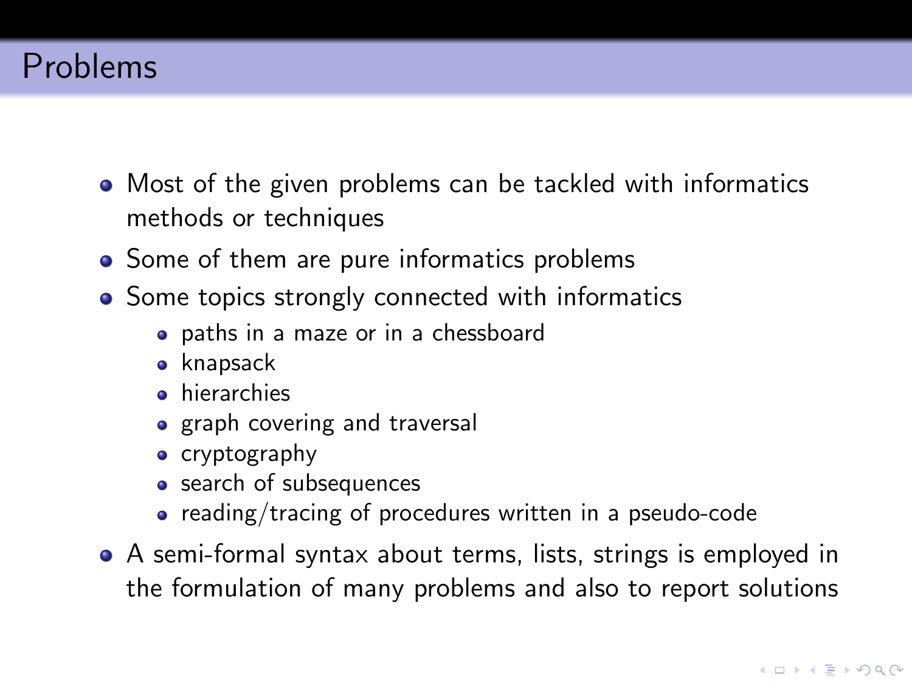# Problems

- Most of the given problems can be tackled with informatics methods or techniques
- Some of them are pure informatics problems
- Some topics strongly connected with informatics
  - paths in a maze or in a chessboard
  - knapsack
  - hierarchies
  - graph covering and traversal
  - cryptography
  - search of subsequences
  - reading/tracing of procedures written in a pseudo-code
- A semi-formal syntax about terms, lists, strings is employed in the formulation of many problems and also to report solutions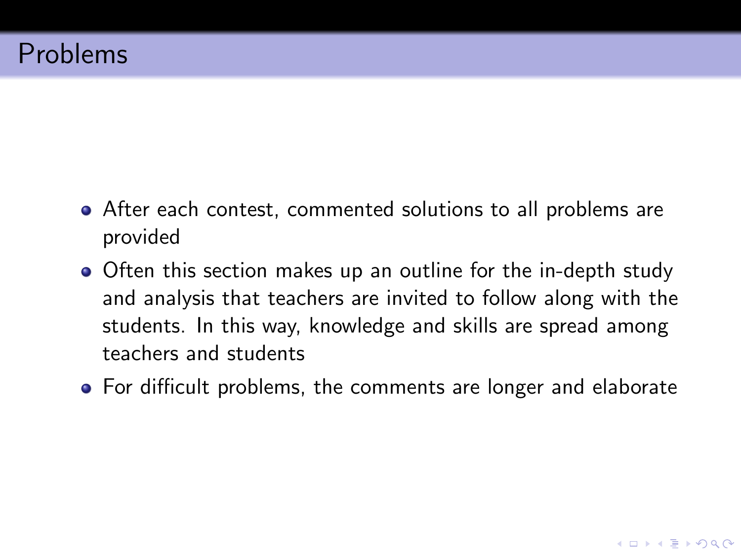# Problems

- After each contest, commented solutions to all problems are provided
- Often this section makes up an outline for the in-depth study and analysis that teachers are invited to follow along with the students. In this way, knowledge and skills are spread among teachers and students
- For difficult problems, the comments are longer and elaborate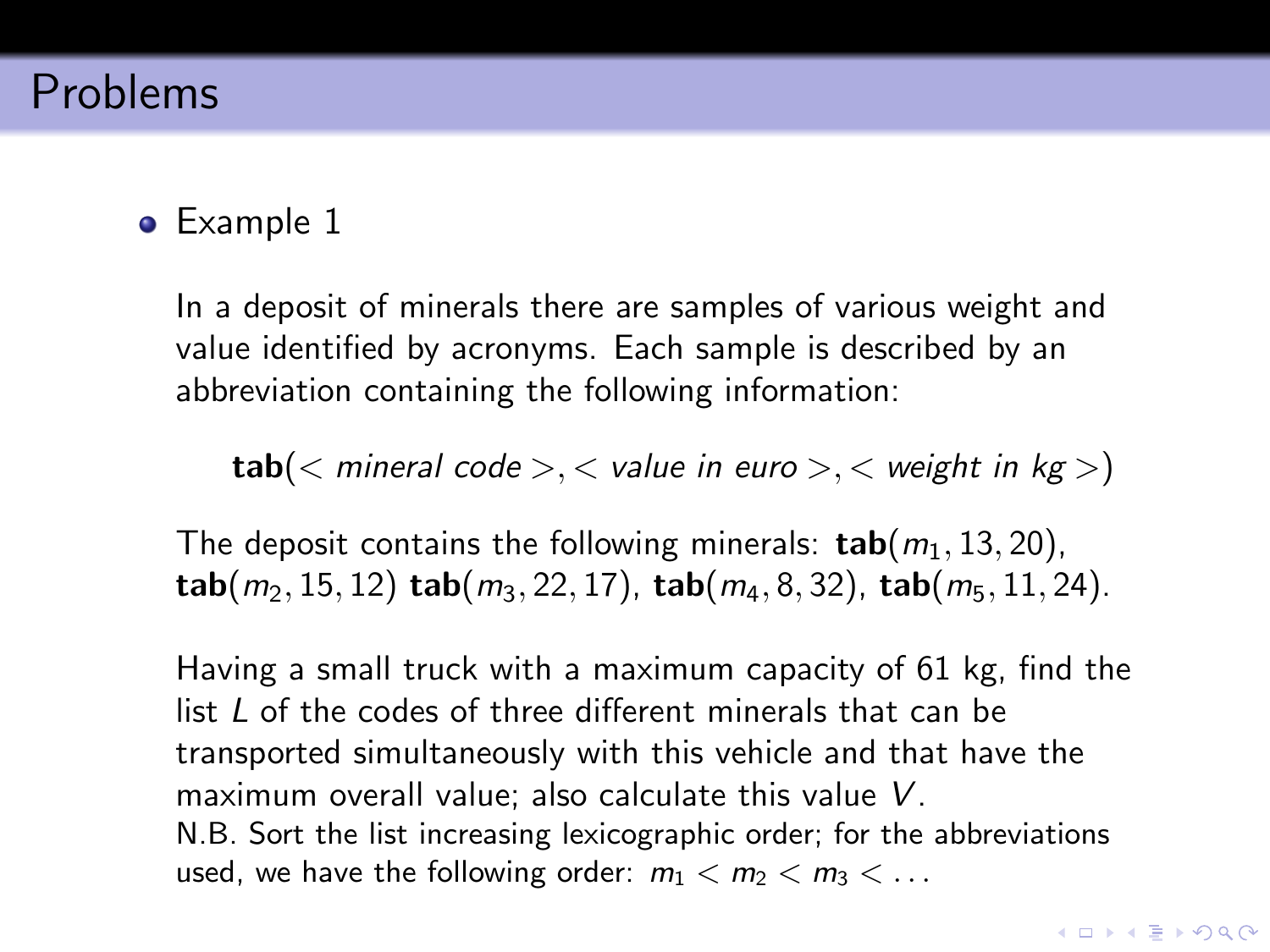# Problems

- Example 1

  In a deposit of minerals there are samples of various weight and value identified by acronyms. Each sample is described by an abbreviation containing the following information:

  $$\textbf{tab}(< \textit{mineral code} >, < \textit{value in euro} >, < \textit{weight in kg} >)$$

  The deposit contains the following minerals: $\textbf{tab}(m_1, 13, 20)$, $\textbf{tab}(m_2, 15, 12)$ $\textbf{tab}(m_3, 22, 17)$, $\textbf{tab}(m_4, 8, 32)$, $\textbf{tab}(m_5, 11, 24)$.

  Having a small truck with a maximum capacity of 61 kg, find the list $L$ of the codes of three different minerals that can be transported simultaneously with this vehicle and that have the maximum overall value; also calculate this value $V$.
  N.B. Sort the list increasing lexicographic order; for the abbreviations used, we have the following order: $m_1 < m_2 < m_3 < \ldots$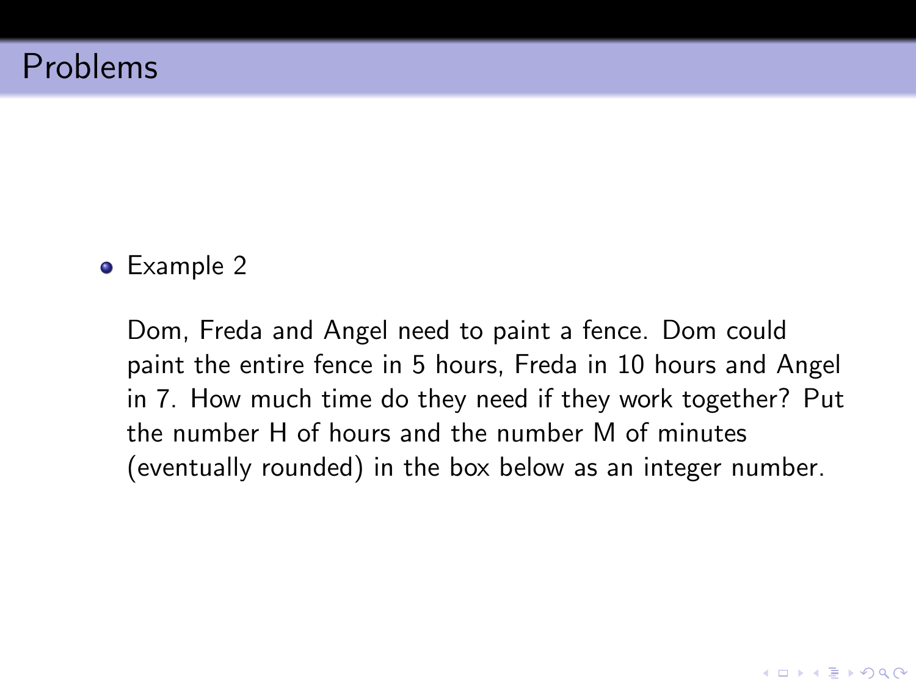## Problems

- Example 2

  Dom, Freda and Angel need to paint a fence. Dom could paint the entire fence in 5 hours, Freda in 10 hours and Angel in 7. How much time do they need if they work together? Put the number H of hours and the number M of minutes (eventually rounded) in the box below as an integer number.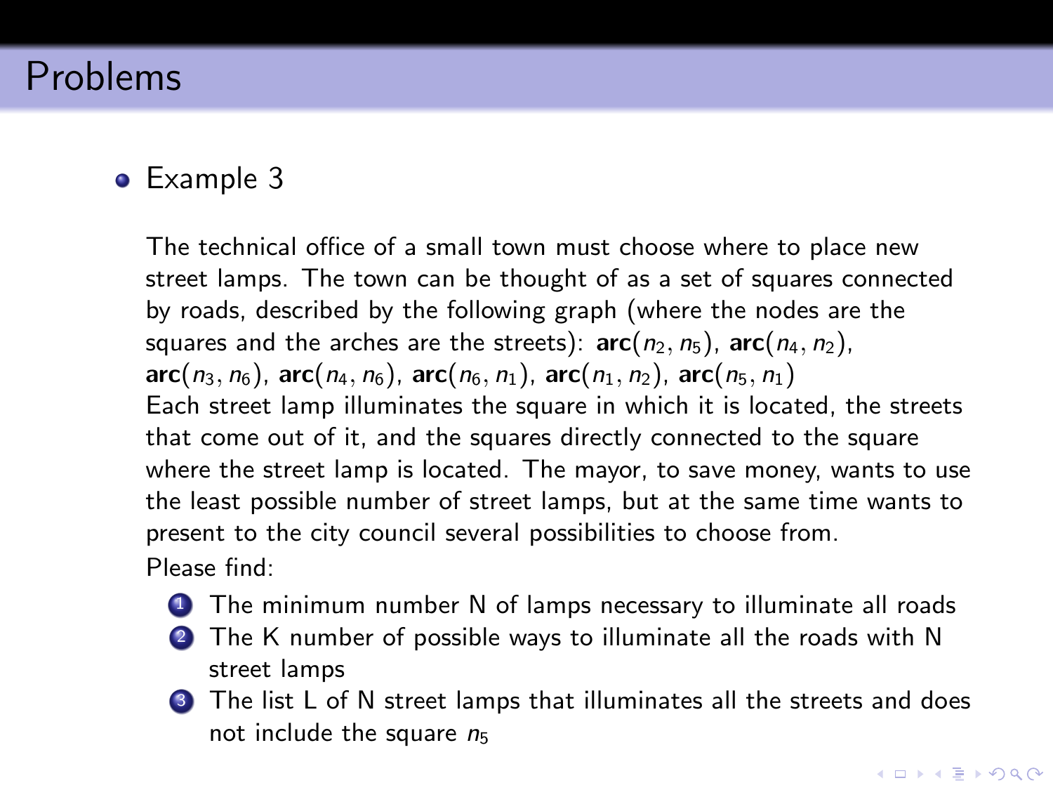# Problems

- Example 3

The technical office of a small town must choose where to place new street lamps. The town can be thought of as a set of squares connected by roads, described by the following graph (where the nodes are the squares and the arches are the streets): **arc**($n_2, n_5$), **arc**($n_4, n_2$), **arc**($n_3, n_6$), **arc**($n_4, n_6$), **arc**($n_6, n_1$), **arc**($n_1, n_2$), **arc**($n_5, n_1$)
Each street lamp illuminates the square in which it is located, the streets that come out of it, and the squares directly connected to the square where the street lamp is located. The mayor, to save money, wants to use the least possible number of street lamps, but at the same time wants to present to the city council several possibilities to choose from.
Please find:

1. The minimum number N of lamps necessary to illuminate all roads
2. The K number of possible ways to illuminate all the roads with N street lamps
3. The list L of N street lamps that illuminates all the streets and does not include the square $n_5$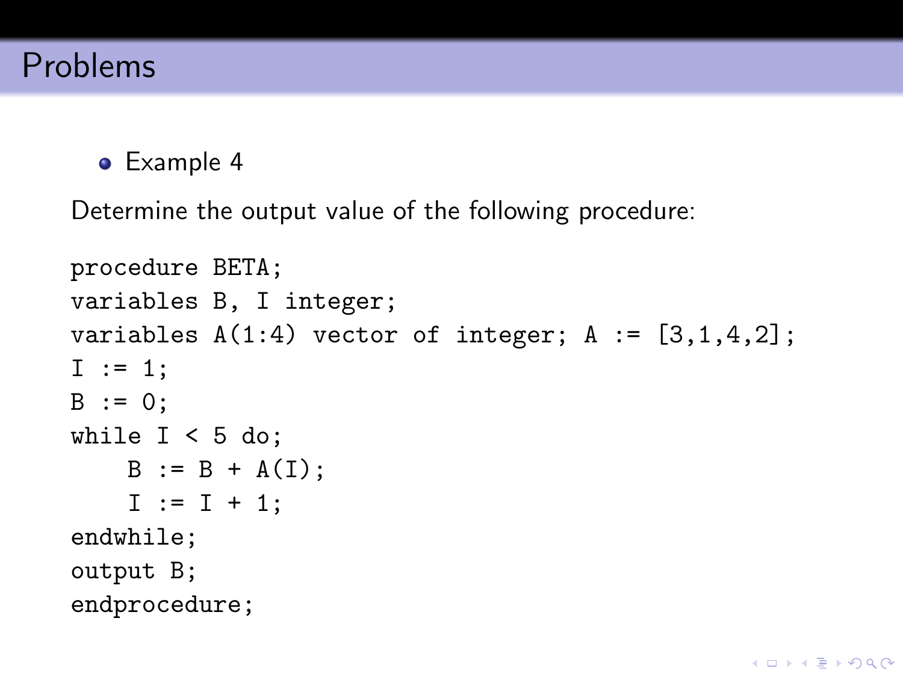## Problems

- Example 4

Determine the output value of the following procedure:

```
procedure BETA;
variables B, I integer;
variables A(1:4) vector of integer; A := [3,1,4,2];
I := 1;
B := 0;
while I < 5 do;
    B := B + A(I);
    I := I + 1;
endwhile;
output B;
endprocedure;
```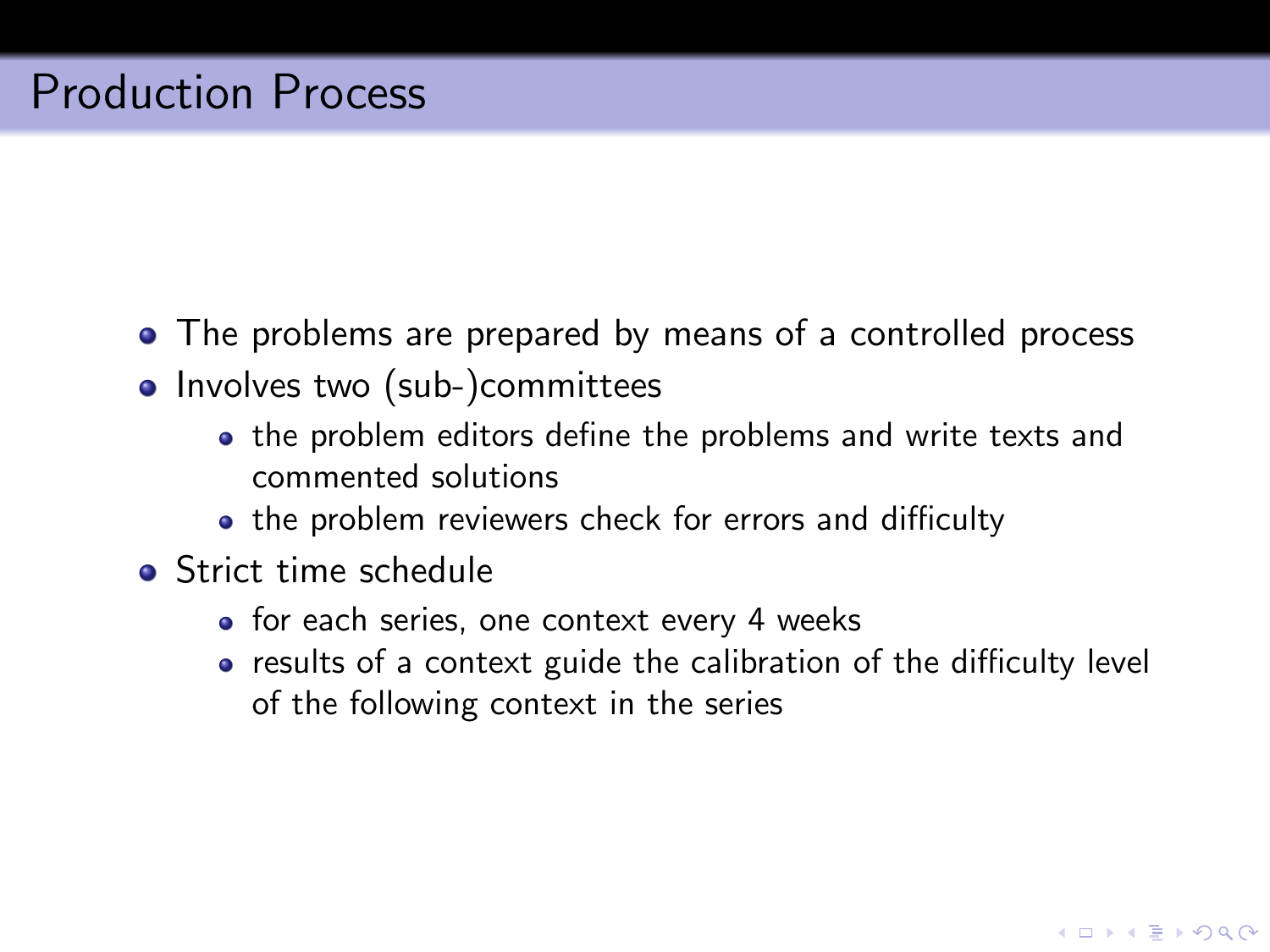# Production Process

- The problems are prepared by means of a controlled process
- Involves two (sub-)committees
  - the problem editors define the problems and write texts and commented solutions
  - the problem reviewers check for errors and difficulty
- Strict time schedule
  - for each series, one context every 4 weeks
  - results of a context guide the calibration of the difficulty level of the following context in the series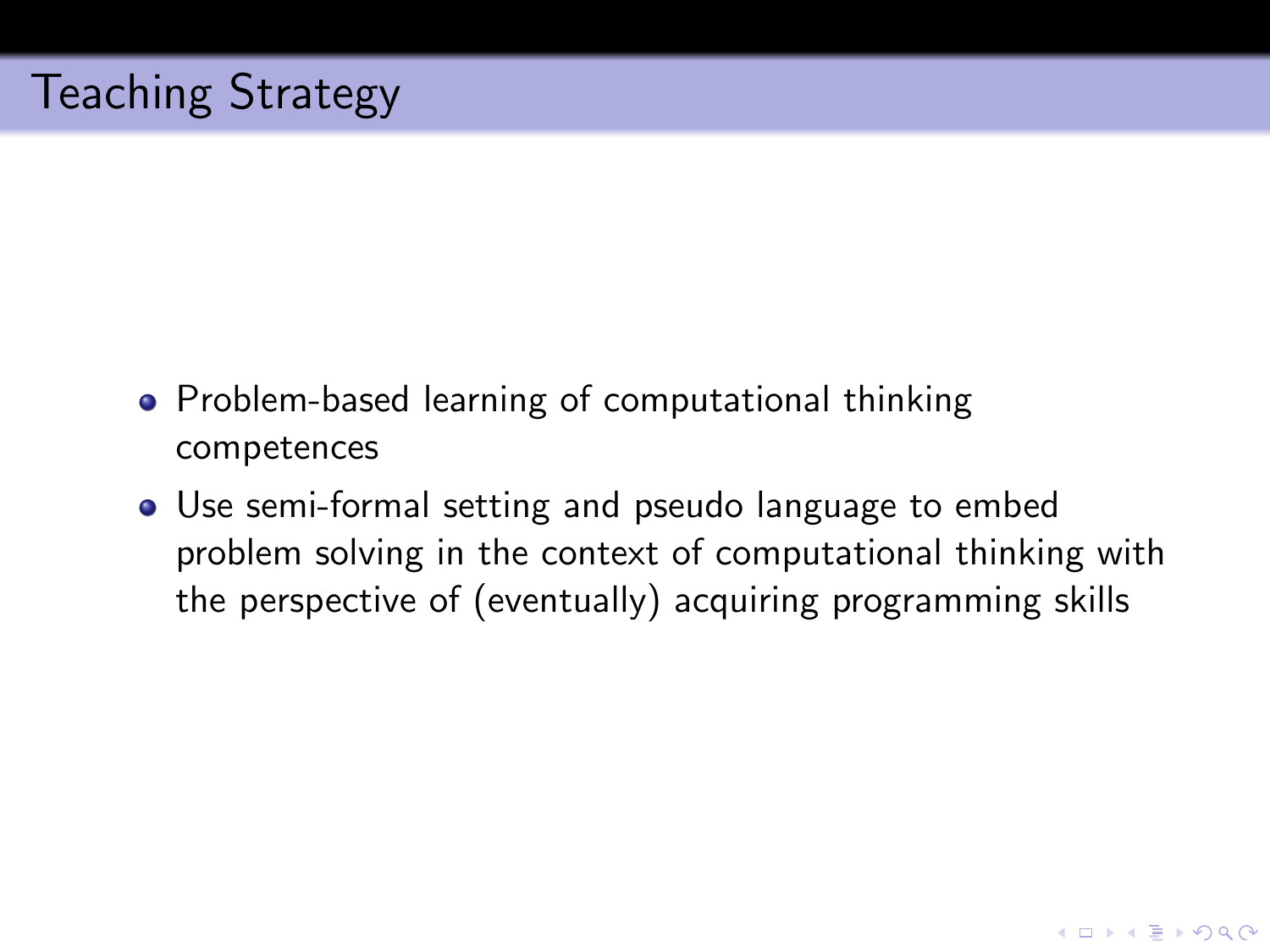# Teaching Strategy

- Problem-based learning of computational thinking competences
- Use semi-formal setting and pseudo language to embed problem solving in the context of computational thinking with the perspective of (eventually) acquiring programming skills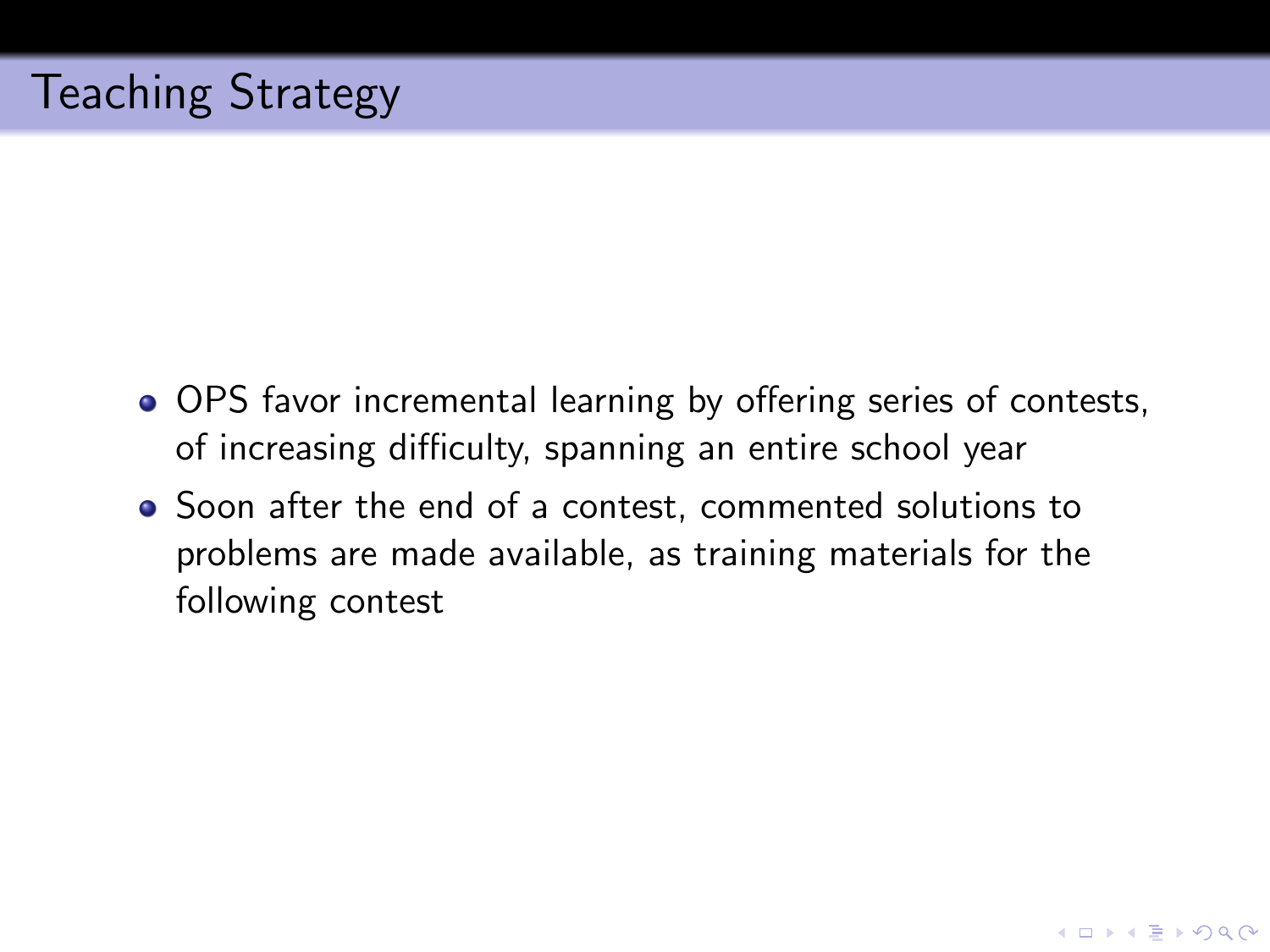# Teaching Strategy

- OPS favor incremental learning by offering series of contests, of increasing difficulty, spanning an entire school year
- Soon after the end of a contest, commented solutions to problems are made available, as training materials for the following contest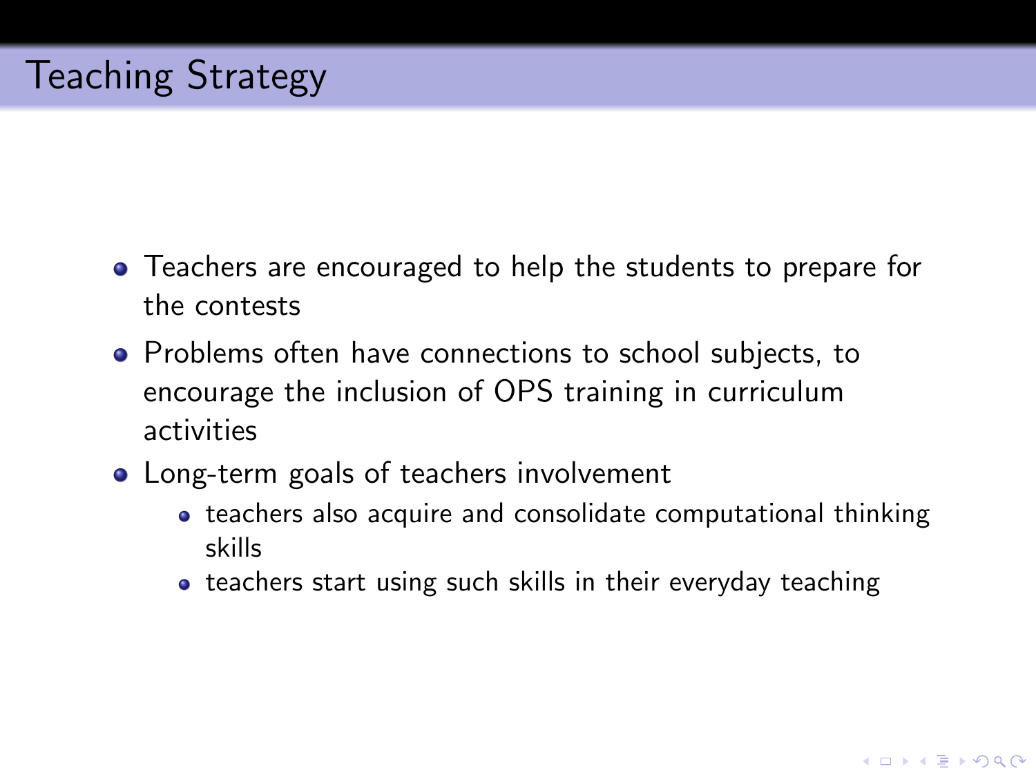# Teaching Strategy

- Teachers are encouraged to help the students to prepare for the contests
- Problems often have connections to school subjects, to encourage the inclusion of OPS training in curriculum activities
- Long-term goals of teachers involvement
  - teachers also acquire and consolidate computational thinking skills
  - teachers start using such skills in their everyday teaching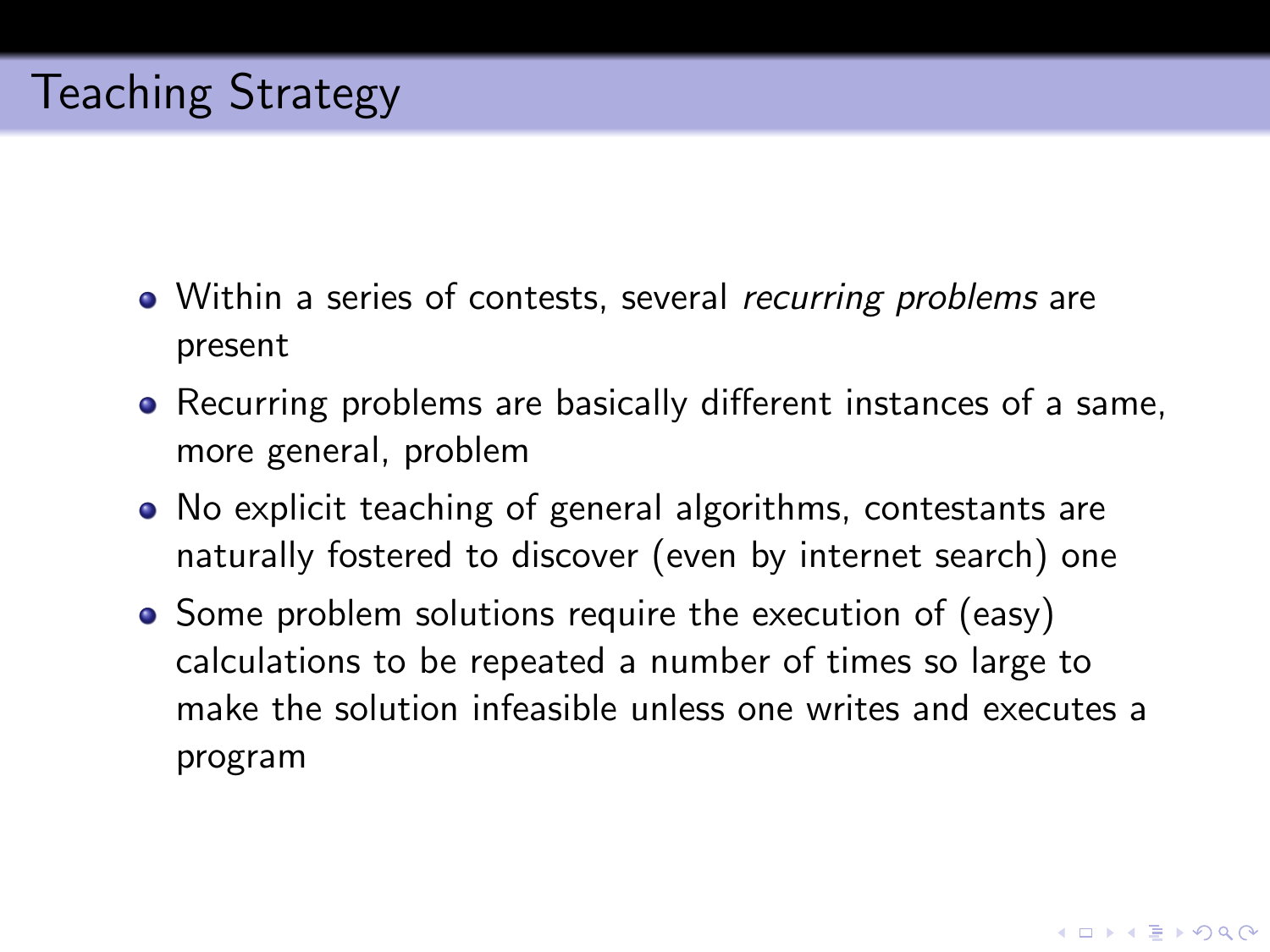# Teaching Strategy

- Within a series of contests, several *recurring problems* are present
- Recurring problems are basically different instances of a same, more general, problem
- No explicit teaching of general algorithms, contestants are naturally fostered to discover (even by internet search) one
- Some problem solutions require the execution of (easy) calculations to be repeated a number of times so large to make the solution infeasible unless one writes and executes a program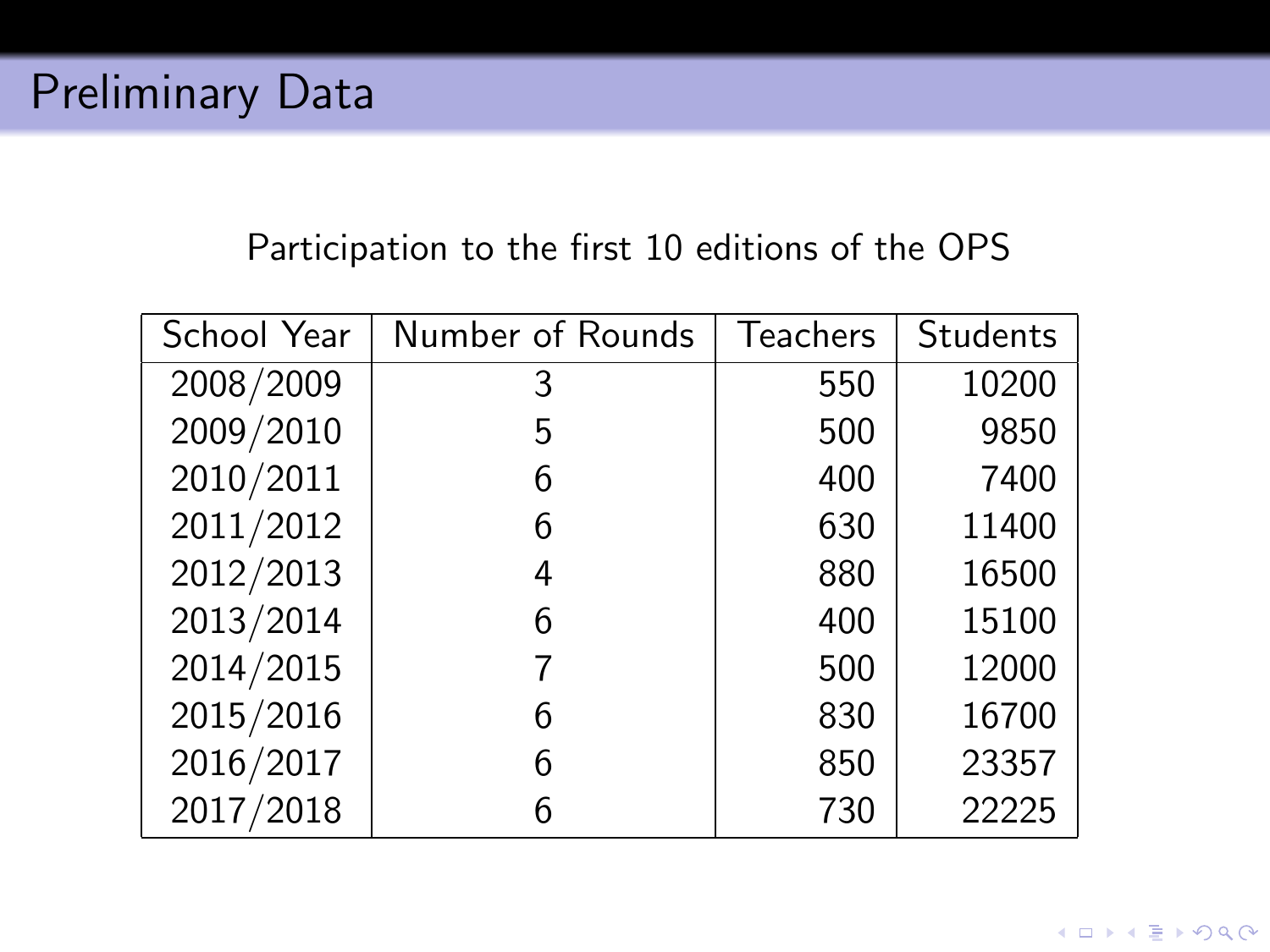# Preliminary Data

Participation to the first 10 editions of the OPS

| School Year | Number of Rounds | Teachers | Students |
|---|---|---|---|
| 2008/2009 | 3 | 550 | 10200 |
| 2009/2010 | 5 | 500 | 9850 |
| 2010/2011 | 6 | 400 | 7400 |
| 2011/2012 | 6 | 630 | 11400 |
| 2012/2013 | 4 | 880 | 16500 |
| 2013/2014 | 6 | 400 | 15100 |
| 2014/2015 | 7 | 500 | 12000 |
| 2015/2016 | 6 | 830 | 16700 |
| 2016/2017 | 6 | 850 | 23357 |
| 2017/2018 | 6 | 730 | 22225 |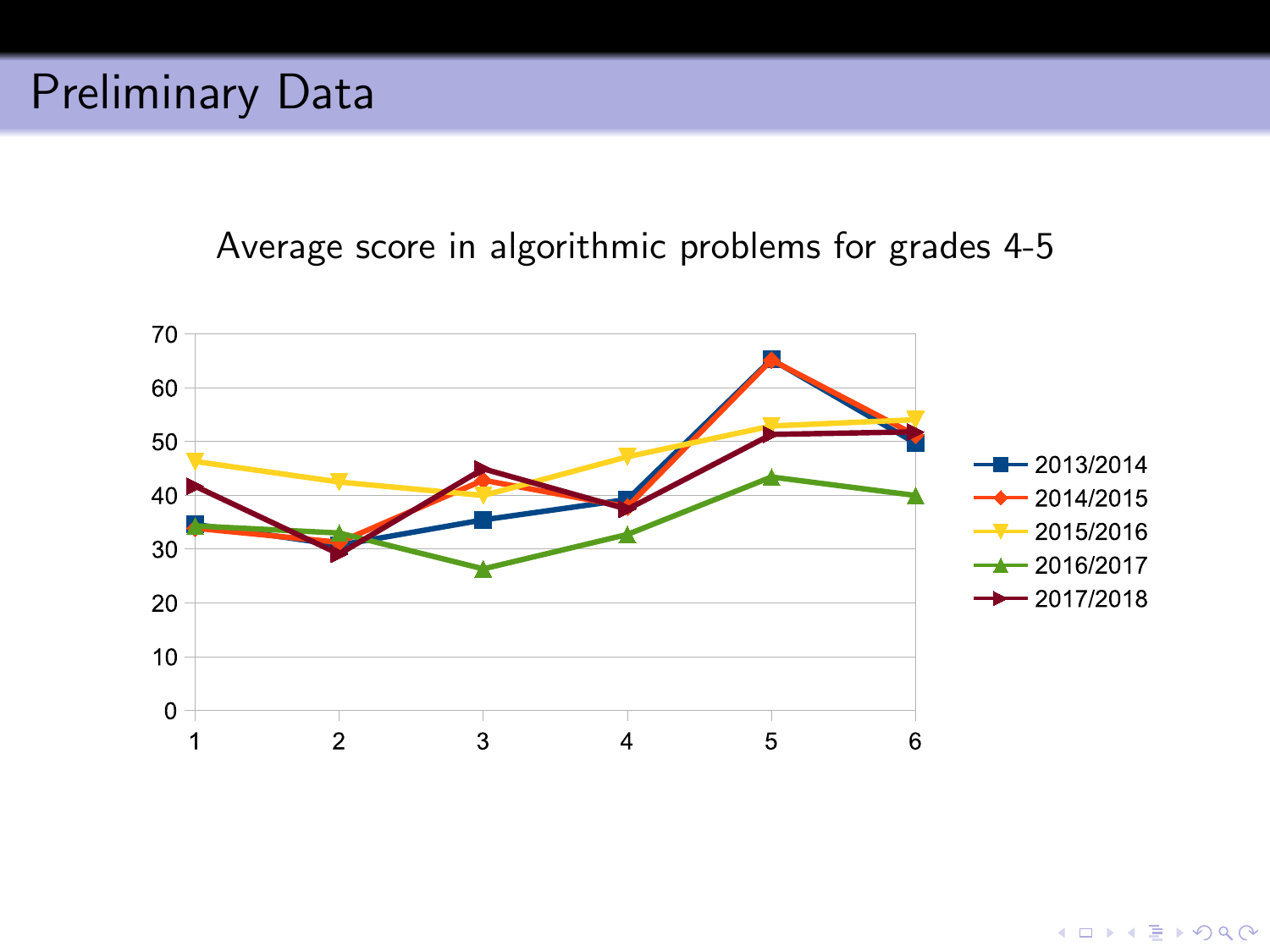# Preliminary Data

Average score in algorithmic problems for grades 4-5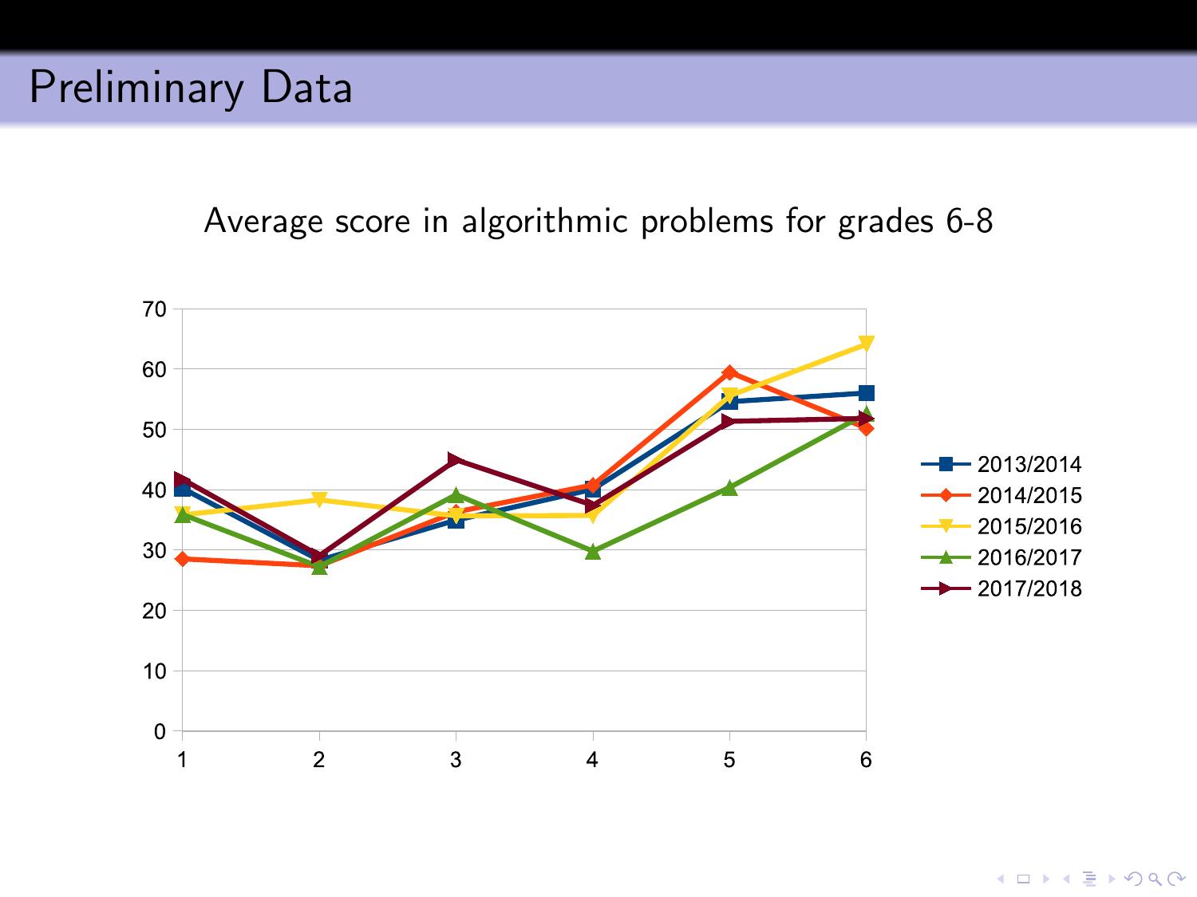# Preliminary Data

Average score in algorithmic problems for grades 6-8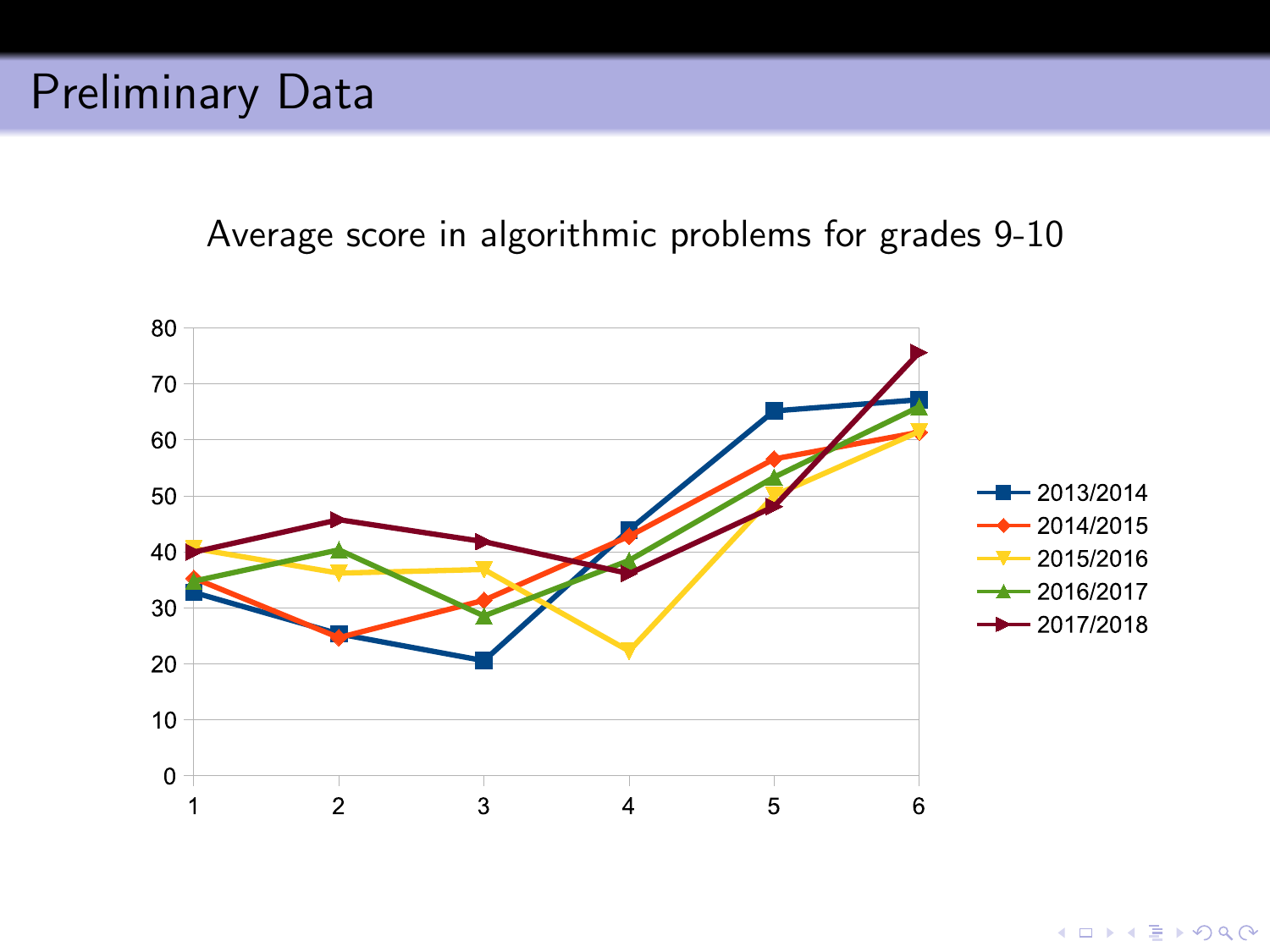# Preliminary Data

Average score in algorithmic problems for grades 9-10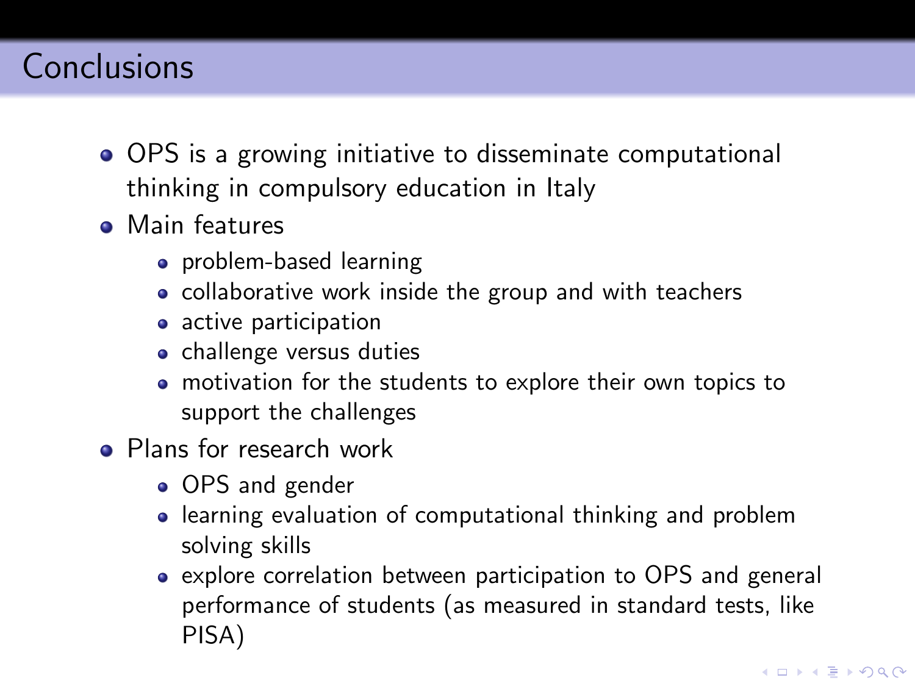# Conclusions

- OPS is a growing initiative to disseminate computational thinking in compulsory education in Italy
- Main features
  - problem-based learning
  - collaborative work inside the group and with teachers
  - active participation
  - challenge versus duties
  - motivation for the students to explore their own topics to support the challenges
- Plans for research work
  - OPS and gender
  - learning evaluation of computational thinking and problem solving skills
  - explore correlation between participation to OPS and general performance of students (as measured in standard tests, like PISA)